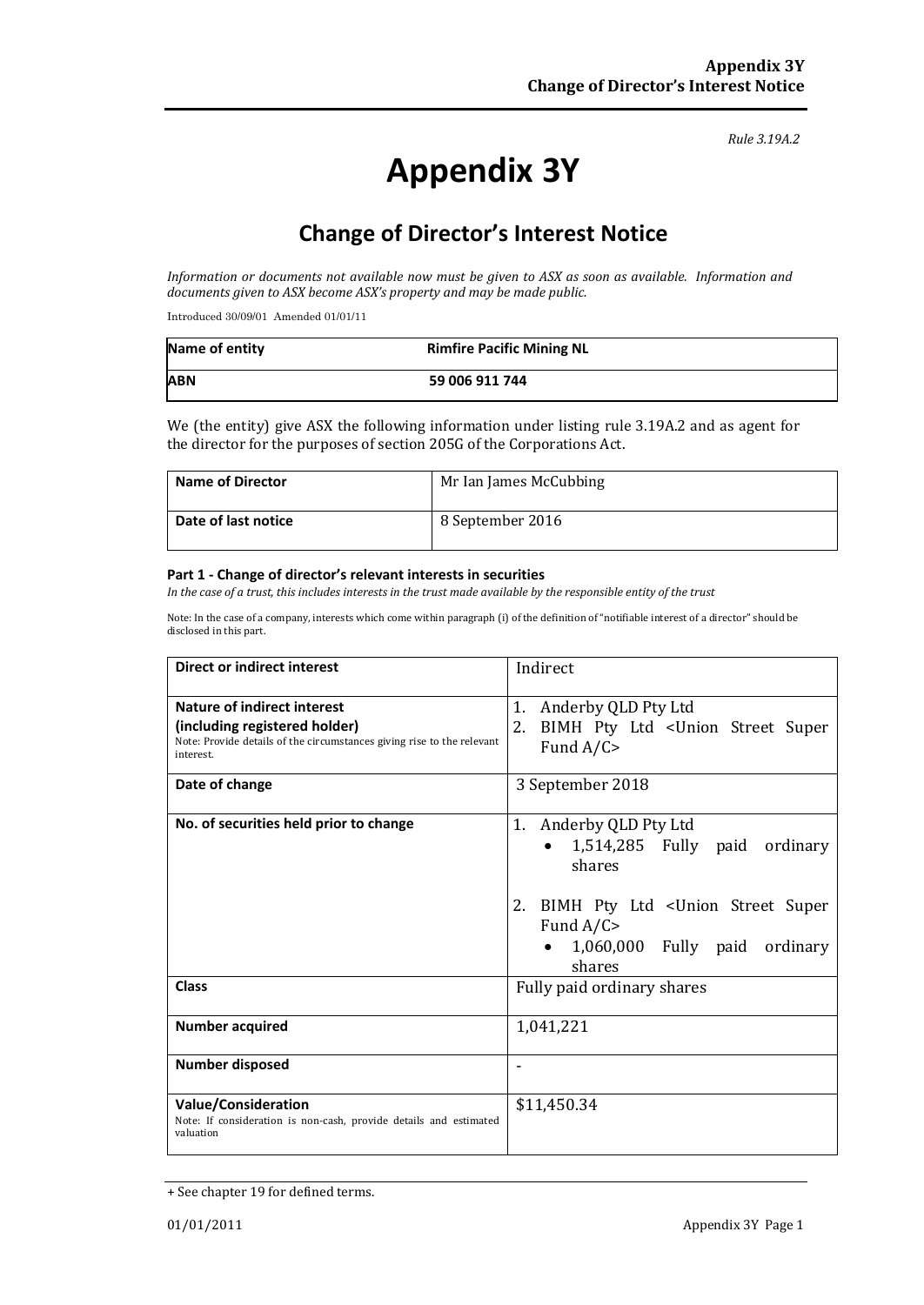Rule 3.19A.2

# Appendix 3Y

## Change of Director's Interest Notice

*Information or documents not available now must be given to ASX as soon as available. Information and documents given to ASX become ASX's property and may be made public.*

Introduced 30/09/01 Amended 01/01/11

| Name of entity | Rimfire Pacific Mining NL |
|---|---|
| ABN | 59 006 911 744 |

We (the entity) give ASX the following information under listing rule 3.19A.2 and as agent for the director for the purposes of section 205G of the Corporations Act.

| Name of Director | Mr Ian James McCubbing |
|---|---|
| Date of last notice | 8 September 2016 |

#### Part 1 - Change of director's relevant interests in securities

*In the case of a trust, this includes interests in the trust made available by the responsible entity of the trust*

Note: In the case of a company, interests which come within paragraph (i) of the definition of "notifiable interest of a director" should be disclosed in this part.

| Direct or indirect interest | Indirect |
|---|---|
| **Nature of indirect interest (including registered holder)**<br>Note: Provide details of the circumstances giving rise to the relevant interest. | 1. Anderby QLD Pty Ltd<br>2. BIMH Pty Ltd <Union Street Super Fund A/C> |
| **Date of change** | 3 September 2018 |
| **No. of securities held prior to change** | 1. Anderby QLD Pty Ltd<br>• 1,514,285 Fully paid ordinary shares<br><br>2. BIMH Pty Ltd <Union Street Super Fund A/C><br>• 1,060,000 Fully paid ordinary shares |
| **Class** | Fully paid ordinary shares |
| **Number acquired** | 1,041,221 |
| **Number disposed** | - |
| **Value/Consideration**<br>Note: If consideration is non-cash, provide details and estimated valuation | $11,450.34 |

+ See chapter 19 for defined terms.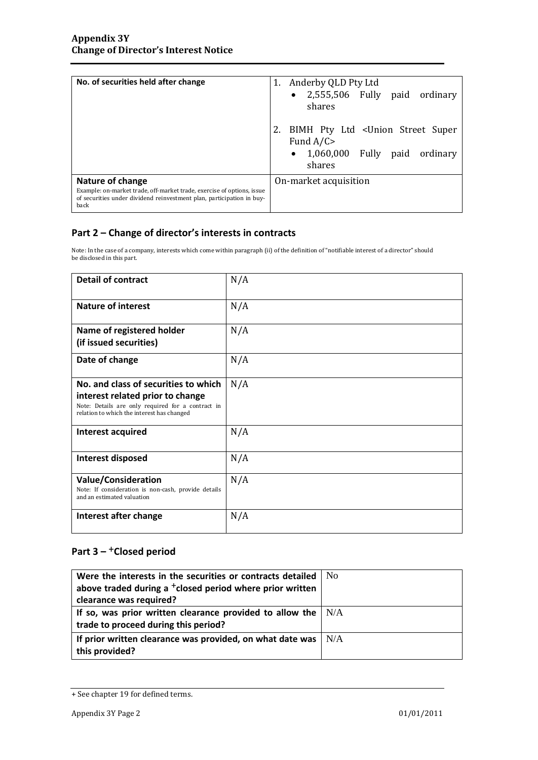| | |
|---|---|
| **No. of securities held after change** | 1. Anderby QLD Pty Ltd<br>• 2,555,506 Fully paid ordinary shares<br><br>2. BIMH Pty Ltd <Union Street Super Fund A/C><br>• 1,060,000 Fully paid ordinary shares |
| **Nature of change**<br>Example: on-market trade, off-market trade, exercise of options, issue of securities under dividend reinvestment plan, participation in buy-back | On-market acquisition |

## Part 2 – Change of director's interests in contracts

Note: In the case of a company, interests which come within paragraph (ii) of the definition of "notifiable interest of a director" should be disclosed in this part.

| | |
|---|---|
| **Detail of contract** | N/A |
| **Nature of interest** | N/A |
| **Name of registered holder (if issued securities)** | N/A |
| **Date of change** | N/A |
| **No. and class of securities to which interest related prior to change**<br>Note: Details are only required for a contract in relation to which the interest has changed | N/A |
| **Interest acquired** | N/A |
| **Interest disposed** | N/A |
| **Value/Consideration**<br>Note: If consideration is non-cash, provide details and an estimated valuation | N/A |
| **Interest after change** | N/A |

## Part 3 – +Closed period

| | |
|---|---|
| **Were the interests in the securities or contracts detailed above traded during a +closed period where prior written clearance was required?** | No |
| **If so, was prior written clearance provided to allow the trade to proceed during this period?** | N/A |
| **If prior written clearance was provided, on what date was this provided?** | N/A |

+ See chapter 19 for defined terms.